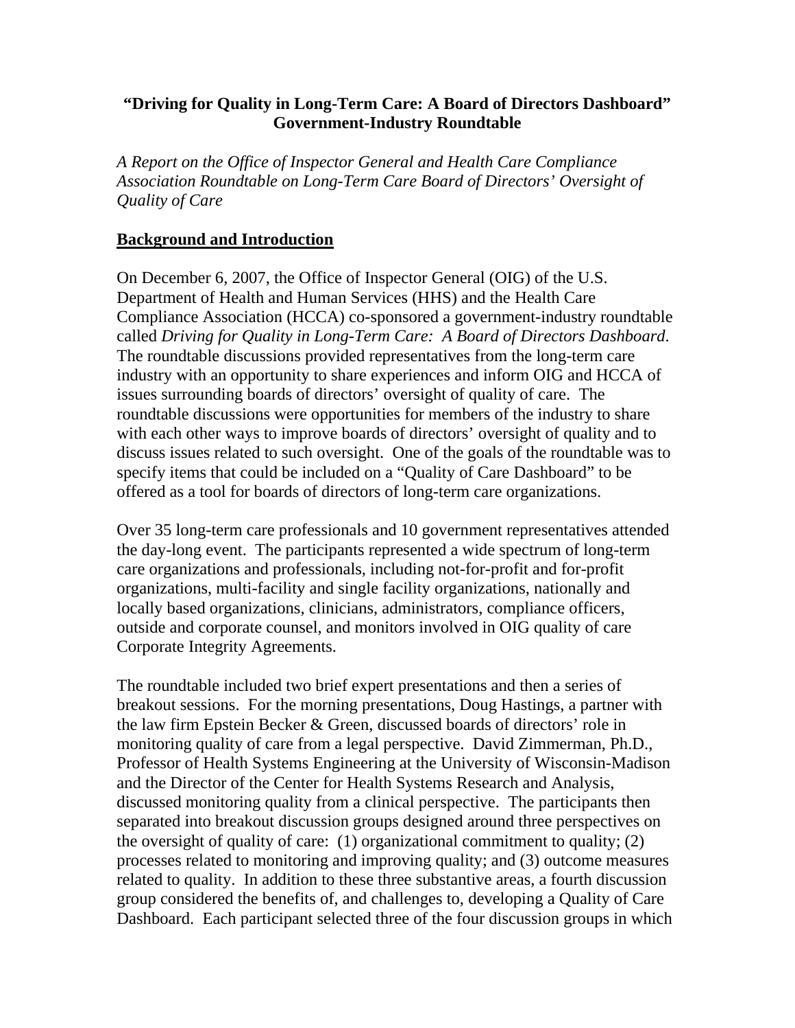# "Driving for Quality in Long-Term Care: A Board of Directors Dashboard" Government-Industry Roundtable

*A Report on the Office of Inspector General and Health Care Compliance Association Roundtable on Long-Term Care Board of Directors' Oversight of Quality of Care*

## Background and Introduction

On December 6, 2007, the Office of Inspector General (OIG) of the U.S. Department of Health and Human Services (HHS) and the Health Care Compliance Association (HCCA) co-sponsored a government-industry roundtable called *Driving for Quality in Long-Term Care: A Board of Directors Dashboard*. The roundtable discussions provided representatives from the long-term care industry with an opportunity to share experiences and inform OIG and HCCA of issues surrounding boards of directors' oversight of quality of care. The roundtable discussions were opportunities for members of the industry to share with each other ways to improve boards of directors' oversight of quality and to discuss issues related to such oversight. One of the goals of the roundtable was to specify items that could be included on a "Quality of Care Dashboard" to be offered as a tool for boards of directors of long-term care organizations.

Over 35 long-term care professionals and 10 government representatives attended the day-long event. The participants represented a wide spectrum of long-term care organizations and professionals, including not-for-profit and for-profit organizations, multi-facility and single facility organizations, nationally and locally based organizations, clinicians, administrators, compliance officers, outside and corporate counsel, and monitors involved in OIG quality of care Corporate Integrity Agreements.

The roundtable included two brief expert presentations and then a series of breakout sessions. For the morning presentations, Doug Hastings, a partner with the law firm Epstein Becker & Green, discussed boards of directors' role in monitoring quality of care from a legal perspective. David Zimmerman, Ph.D., Professor of Health Systems Engineering at the University of Wisconsin-Madison and the Director of the Center for Health Systems Research and Analysis, discussed monitoring quality from a clinical perspective. The participants then separated into breakout discussion groups designed around three perspectives on the oversight of quality of care: (1) organizational commitment to quality; (2) processes related to monitoring and improving quality; and (3) outcome measures related to quality. In addition to these three substantive areas, a fourth discussion group considered the benefits of, and challenges to, developing a Quality of Care Dashboard. Each participant selected three of the four discussion groups in which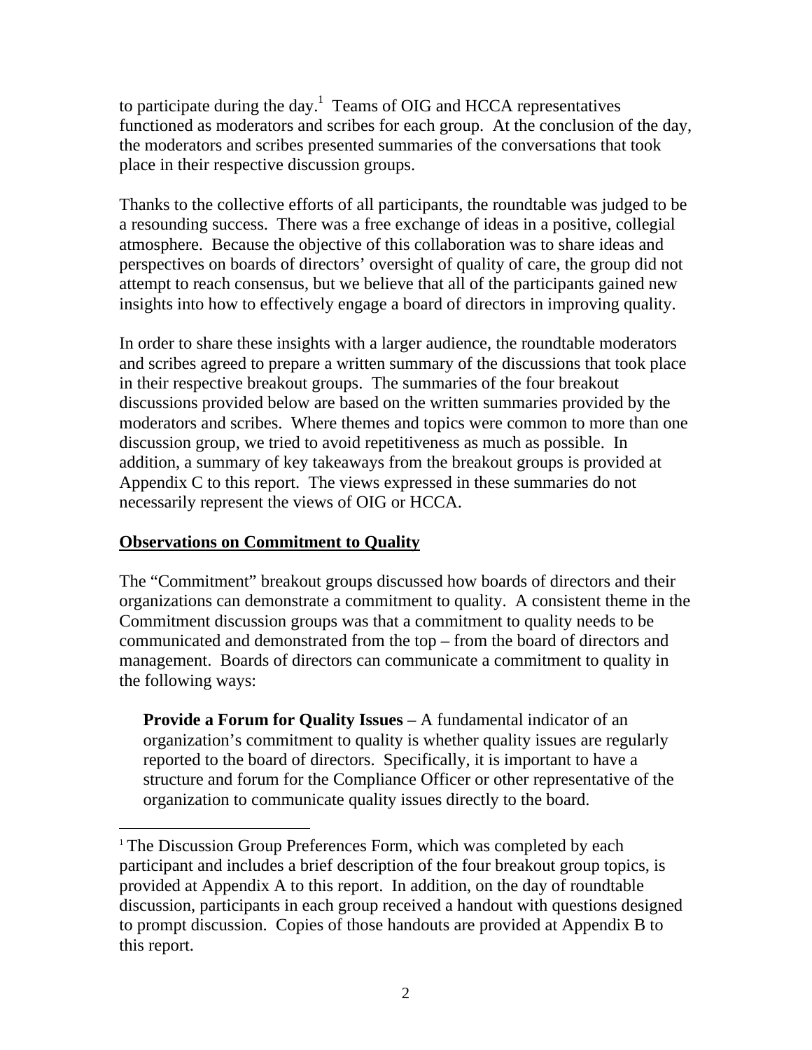to participate during the day.[1] Teams of OIG and HCCA representatives functioned as moderators and scribes for each group. At the conclusion of the day, the moderators and scribes presented summaries of the conversations that took place in their respective discussion groups.

Thanks to the collective efforts of all participants, the roundtable was judged to be a resounding success. There was a free exchange of ideas in a positive, collegial atmosphere. Because the objective of this collaboration was to share ideas and perspectives on boards of directors' oversight of quality of care, the group did not attempt to reach consensus, but we believe that all of the participants gained new insights into how to effectively engage a board of directors in improving quality.

In order to share these insights with a larger audience, the roundtable moderators and scribes agreed to prepare a written summary of the discussions that took place in their respective breakout groups. The summaries of the four breakout discussions provided below are based on the written summaries provided by the moderators and scribes. Where themes and topics were common to more than one discussion group, we tried to avoid repetitiveness as much as possible. In addition, a summary of key takeaways from the breakout groups is provided at Appendix C to this report. The views expressed in these summaries do not necessarily represent the views of OIG or HCCA.

## Observations on Commitment to Quality

The "Commitment" breakout groups discussed how boards of directors and their organizations can demonstrate a commitment to quality. A consistent theme in the Commitment discussion groups was that a commitment to quality needs to be communicated and demonstrated from the top – from the board of directors and management. Boards of directors can communicate a commitment to quality in the following ways:

**Provide a Forum for Quality Issues** – A fundamental indicator of an organization's commitment to quality is whether quality issues are regularly reported to the board of directors. Specifically, it is important to have a structure and forum for the Compliance Officer or other representative of the organization to communicate quality issues directly to the board.

---

[1] The Discussion Group Preferences Form, which was completed by each participant and includes a brief description of the four breakout group topics, is provided at Appendix A to this report. In addition, on the day of roundtable discussion, participants in each group received a handout with questions designed to prompt discussion. Copies of those handouts are provided at Appendix B to this report.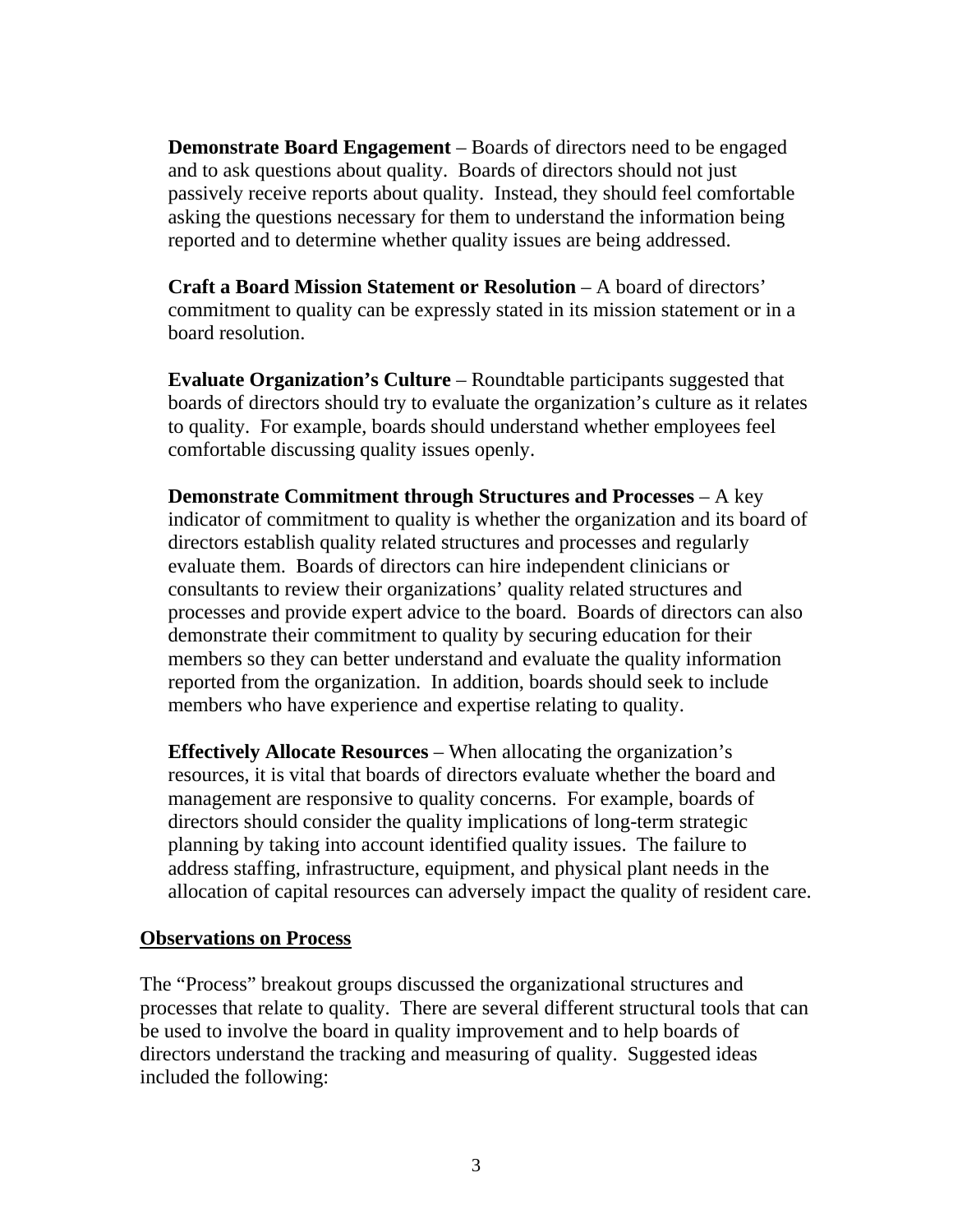**Demonstrate Board Engagement** – Boards of directors need to be engaged and to ask questions about quality. Boards of directors should not just passively receive reports about quality. Instead, they should feel comfortable asking the questions necessary for them to understand the information being reported and to determine whether quality issues are being addressed.

**Craft a Board Mission Statement or Resolution** – A board of directors' commitment to quality can be expressly stated in its mission statement or in a board resolution.

**Evaluate Organization's Culture** – Roundtable participants suggested that boards of directors should try to evaluate the organization's culture as it relates to quality. For example, boards should understand whether employees feel comfortable discussing quality issues openly.

**Demonstrate Commitment through Structures and Processes** – A key indicator of commitment to quality is whether the organization and its board of directors establish quality related structures and processes and regularly evaluate them. Boards of directors can hire independent clinicians or consultants to review their organizations' quality related structures and processes and provide expert advice to the board. Boards of directors can also demonstrate their commitment to quality by securing education for their members so they can better understand and evaluate the quality information reported from the organization. In addition, boards should seek to include members who have experience and expertise relating to quality.

**Effectively Allocate Resources** – When allocating the organization's resources, it is vital that boards of directors evaluate whether the board and management are responsive to quality concerns. For example, boards of directors should consider the quality implications of long-term strategic planning by taking into account identified quality issues. The failure to address staffing, infrastructure, equipment, and physical plant needs in the allocation of capital resources can adversely impact the quality of resident care.

## Observations on Process

The "Process" breakout groups discussed the organizational structures and processes that relate to quality. There are several different structural tools that can be used to involve the board in quality improvement and to help boards of directors understand the tracking and measuring of quality. Suggested ideas included the following: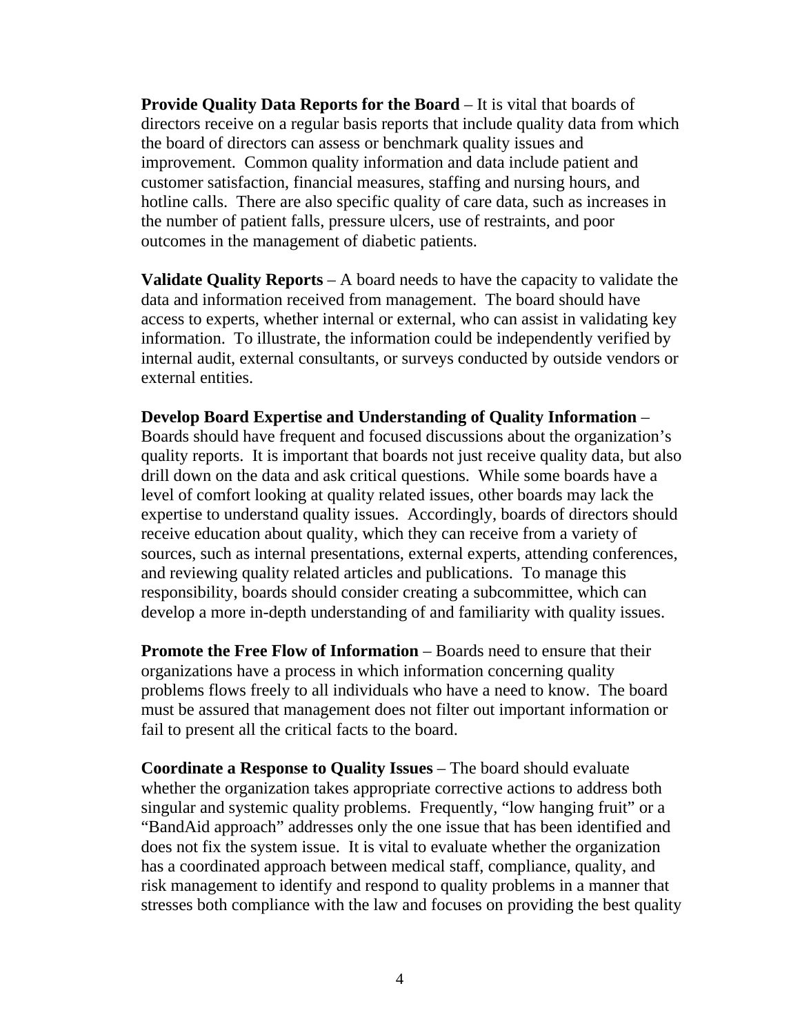**Provide Quality Data Reports for the Board** – It is vital that boards of directors receive on a regular basis reports that include quality data from which the board of directors can assess or benchmark quality issues and improvement. Common quality information and data include patient and customer satisfaction, financial measures, staffing and nursing hours, and hotline calls. There are also specific quality of care data, such as increases in the number of patient falls, pressure ulcers, use of restraints, and poor outcomes in the management of diabetic patients.

**Validate Quality Reports** – A board needs to have the capacity to validate the data and information received from management. The board should have access to experts, whether internal or external, who can assist in validating key information. To illustrate, the information could be independently verified by internal audit, external consultants, or surveys conducted by outside vendors or external entities.

**Develop Board Expertise and Understanding of Quality Information** – Boards should have frequent and focused discussions about the organization's quality reports. It is important that boards not just receive quality data, but also drill down on the data and ask critical questions. While some boards have a level of comfort looking at quality related issues, other boards may lack the expertise to understand quality issues. Accordingly, boards of directors should receive education about quality, which they can receive from a variety of sources, such as internal presentations, external experts, attending conferences, and reviewing quality related articles and publications. To manage this responsibility, boards should consider creating a subcommittee, which can develop a more in-depth understanding of and familiarity with quality issues.

**Promote the Free Flow of Information** – Boards need to ensure that their organizations have a process in which information concerning quality problems flows freely to all individuals who have a need to know. The board must be assured that management does not filter out important information or fail to present all the critical facts to the board.

**Coordinate a Response to Quality Issues** – The board should evaluate whether the organization takes appropriate corrective actions to address both singular and systemic quality problems. Frequently, "low hanging fruit" or a "BandAid approach" addresses only the one issue that has been identified and does not fix the system issue. It is vital to evaluate whether the organization has a coordinated approach between medical staff, compliance, quality, and risk management to identify and respond to quality problems in a manner that stresses both compliance with the law and focuses on providing the best quality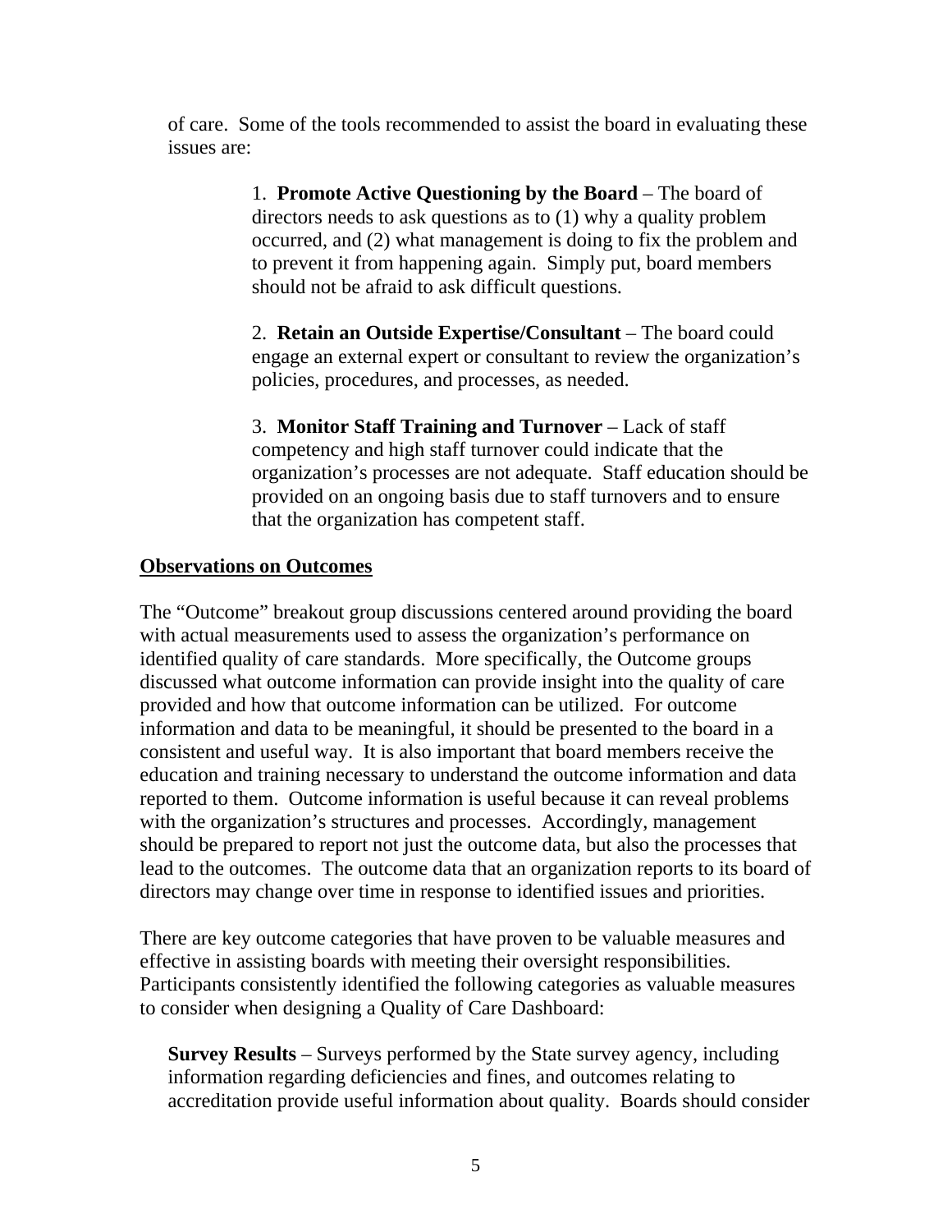of care. Some of the tools recommended to assist the board in evaluating these issues are:

1. **Promote Active Questioning by the Board** – The board of directors needs to ask questions as to (1) why a quality problem occurred, and (2) what management is doing to fix the problem and to prevent it from happening again. Simply put, board members should not be afraid to ask difficult questions.

2. **Retain an Outside Expertise/Consultant** – The board could engage an external expert or consultant to review the organization's policies, procedures, and processes, as needed.

3. **Monitor Staff Training and Turnover** – Lack of staff competency and high staff turnover could indicate that the organization's processes are not adequate. Staff education should be provided on an ongoing basis due to staff turnovers and to ensure that the organization has competent staff.

## Observations on Outcomes

The "Outcome" breakout group discussions centered around providing the board with actual measurements used to assess the organization's performance on identified quality of care standards. More specifically, the Outcome groups discussed what outcome information can provide insight into the quality of care provided and how that outcome information can be utilized. For outcome information and data to be meaningful, it should be presented to the board in a consistent and useful way. It is also important that board members receive the education and training necessary to understand the outcome information and data reported to them. Outcome information is useful because it can reveal problems with the organization's structures and processes. Accordingly, management should be prepared to report not just the outcome data, but also the processes that lead to the outcomes. The outcome data that an organization reports to its board of directors may change over time in response to identified issues and priorities.

There are key outcome categories that have proven to be valuable measures and effective in assisting boards with meeting their oversight responsibilities. Participants consistently identified the following categories as valuable measures to consider when designing a Quality of Care Dashboard:

**Survey Results** – Surveys performed by the State survey agency, including information regarding deficiencies and fines, and outcomes relating to accreditation provide useful information about quality. Boards should consider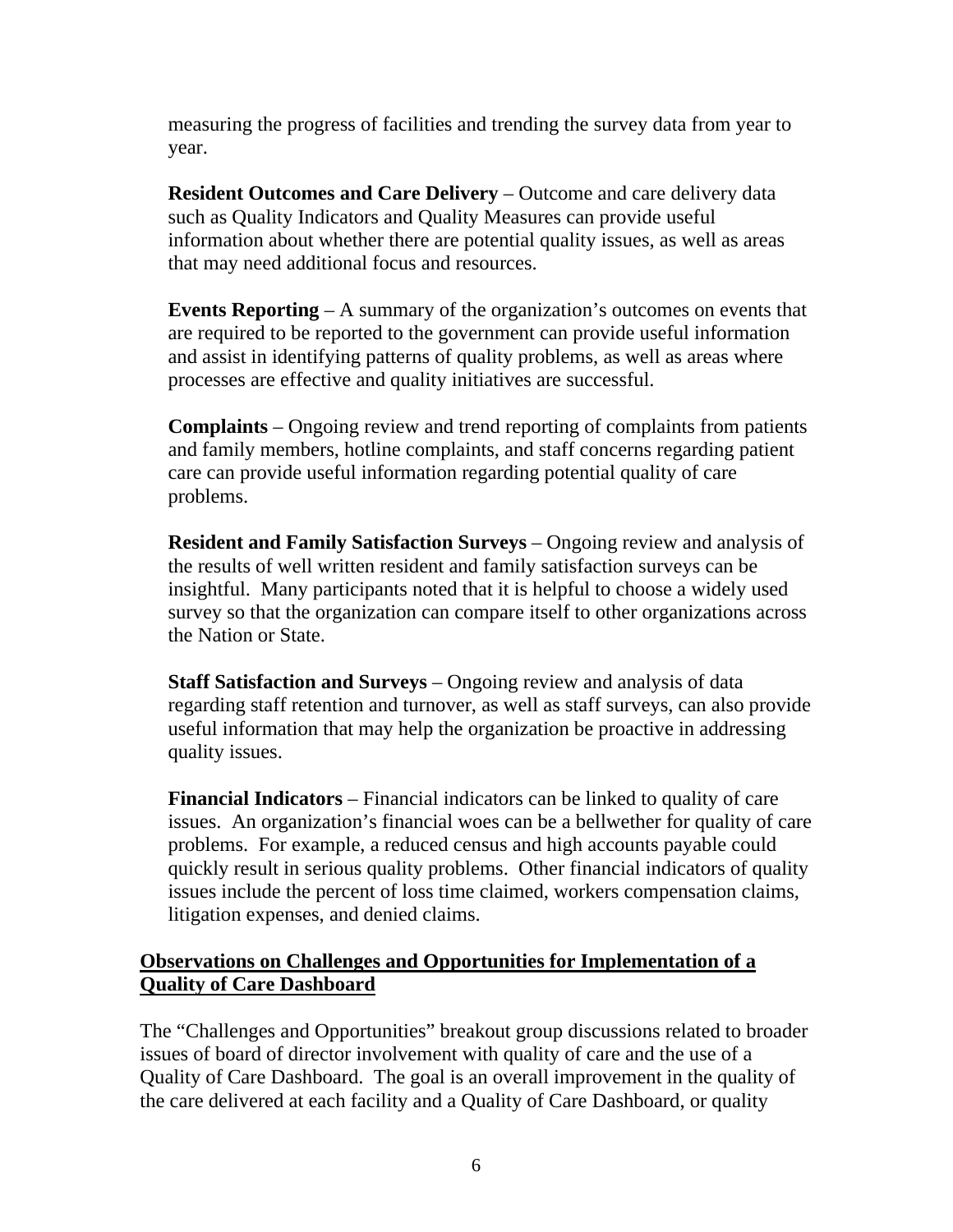measuring the progress of facilities and trending the survey data from year to year.

**Resident Outcomes and Care Delivery** – Outcome and care delivery data such as Quality Indicators and Quality Measures can provide useful information about whether there are potential quality issues, as well as areas that may need additional focus and resources.

**Events Reporting** – A summary of the organization's outcomes on events that are required to be reported to the government can provide useful information and assist in identifying patterns of quality problems, as well as areas where processes are effective and quality initiatives are successful.

**Complaints** – Ongoing review and trend reporting of complaints from patients and family members, hotline complaints, and staff concerns regarding patient care can provide useful information regarding potential quality of care problems.

**Resident and Family Satisfaction Surveys** – Ongoing review and analysis of the results of well written resident and family satisfaction surveys can be insightful. Many participants noted that it is helpful to choose a widely used survey so that the organization can compare itself to other organizations across the Nation or State.

**Staff Satisfaction and Surveys** – Ongoing review and analysis of data regarding staff retention and turnover, as well as staff surveys, can also provide useful information that may help the organization be proactive in addressing quality issues.

**Financial Indicators** – Financial indicators can be linked to quality of care issues. An organization's financial woes can be a bellwether for quality of care problems. For example, a reduced census and high accounts payable could quickly result in serious quality problems. Other financial indicators of quality issues include the percent of loss time claimed, workers compensation claims, litigation expenses, and denied claims.

## Observations on Challenges and Opportunities for Implementation of a Quality of Care Dashboard

The "Challenges and Opportunities" breakout group discussions related to broader issues of board of director involvement with quality of care and the use of a Quality of Care Dashboard. The goal is an overall improvement in the quality of the care delivered at each facility and a Quality of Care Dashboard, or quality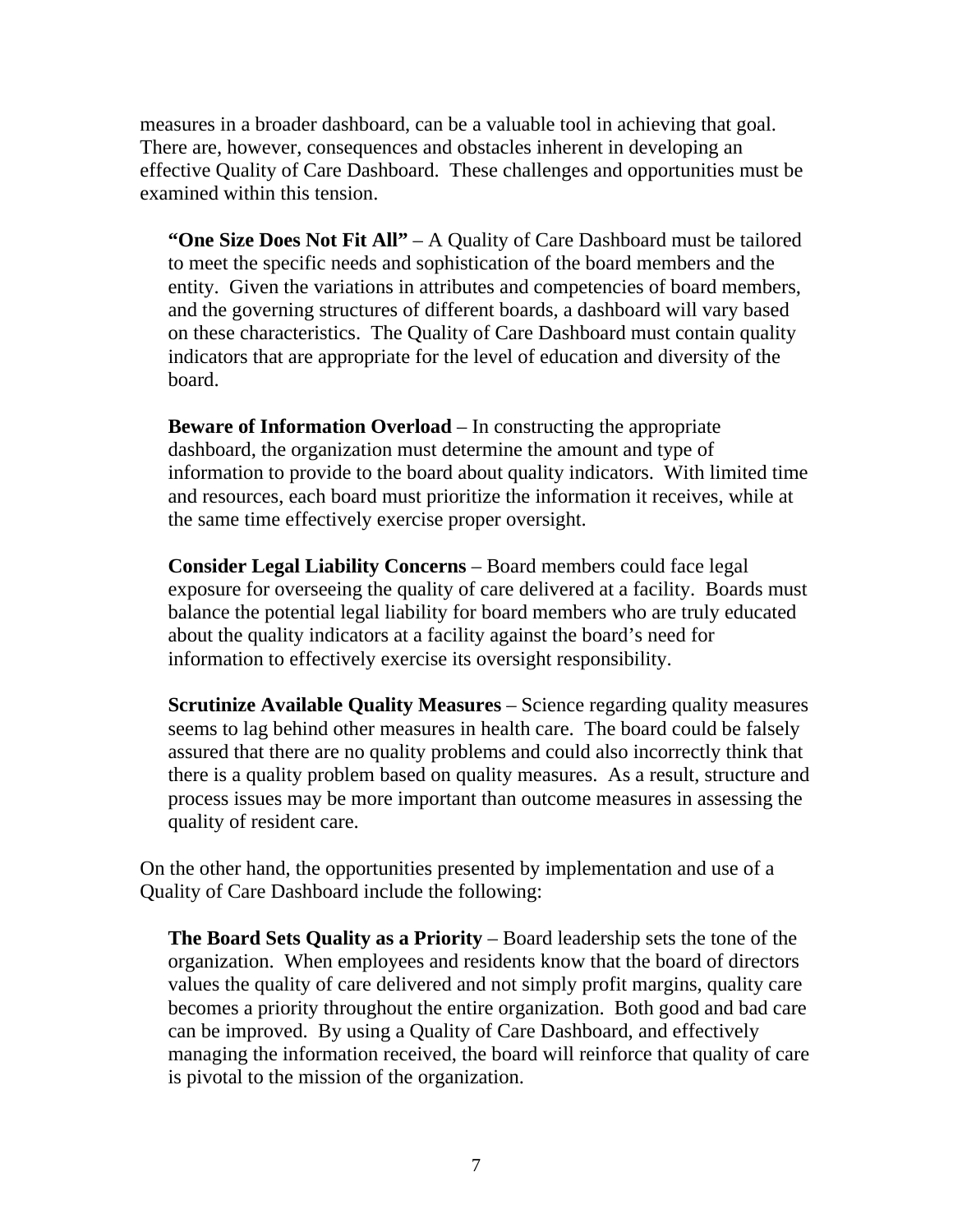measures in a broader dashboard, can be a valuable tool in achieving that goal. There are, however, consequences and obstacles inherent in developing an effective Quality of Care Dashboard. These challenges and opportunities must be examined within this tension.

> **"One Size Does Not Fit All"** – A Quality of Care Dashboard must be tailored to meet the specific needs and sophistication of the board members and the entity. Given the variations in attributes and competencies of board members, and the governing structures of different boards, a dashboard will vary based on these characteristics. The Quality of Care Dashboard must contain quality indicators that are appropriate for the level of education and diversity of the board.
>
> **Beware of Information Overload** – In constructing the appropriate dashboard, the organization must determine the amount and type of information to provide to the board about quality indicators. With limited time and resources, each board must prioritize the information it receives, while at the same time effectively exercise proper oversight.
>
> **Consider Legal Liability Concerns** – Board members could face legal exposure for overseeing the quality of care delivered at a facility. Boards must balance the potential legal liability for board members who are truly educated about the quality indicators at a facility against the board's need for information to effectively exercise its oversight responsibility.
>
> **Scrutinize Available Quality Measures** – Science regarding quality measures seems to lag behind other measures in health care. The board could be falsely assured that there are no quality problems and could also incorrectly think that there is a quality problem based on quality measures. As a result, structure and process issues may be more important than outcome measures in assessing the quality of resident care.

On the other hand, the opportunities presented by implementation and use of a Quality of Care Dashboard include the following:

> **The Board Sets Quality as a Priority** – Board leadership sets the tone of the organization. When employees and residents know that the board of directors values the quality of care delivered and not simply profit margins, quality care becomes a priority throughout the entire organization. Both good and bad care can be improved. By using a Quality of Care Dashboard, and effectively managing the information received, the board will reinforce that quality of care is pivotal to the mission of the organization.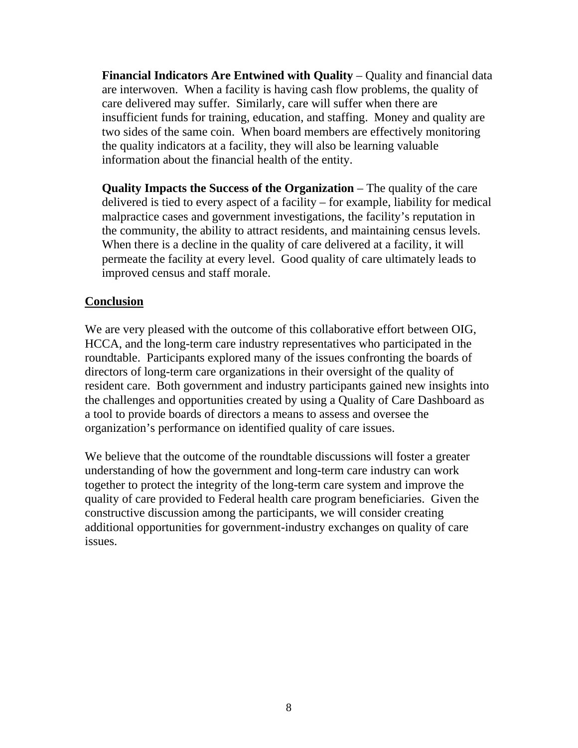**Financial Indicators Are Entwined with Quality** – Quality and financial data are interwoven. When a facility is having cash flow problems, the quality of care delivered may suffer. Similarly, care will suffer when there are insufficient funds for training, education, and staffing. Money and quality are two sides of the same coin. When board members are effectively monitoring the quality indicators at a facility, they will also be learning valuable information about the financial health of the entity.

**Quality Impacts the Success of the Organization** – The quality of the care delivered is tied to every aspect of a facility – for example, liability for medical malpractice cases and government investigations, the facility's reputation in the community, the ability to attract residents, and maintaining census levels. When there is a decline in the quality of care delivered at a facility, it will permeate the facility at every level. Good quality of care ultimately leads to improved census and staff morale.

## Conclusion

We are very pleased with the outcome of this collaborative effort between OIG, HCCA, and the long-term care industry representatives who participated in the roundtable. Participants explored many of the issues confronting the boards of directors of long-term care organizations in their oversight of the quality of resident care. Both government and industry participants gained new insights into the challenges and opportunities created by using a Quality of Care Dashboard as a tool to provide boards of directors a means to assess and oversee the organization's performance on identified quality of care issues.

We believe that the outcome of the roundtable discussions will foster a greater understanding of how the government and long-term care industry can work together to protect the integrity of the long-term care system and improve the quality of care provided to Federal health care program beneficiaries. Given the constructive discussion among the participants, we will consider creating additional opportunities for government-industry exchanges on quality of care issues.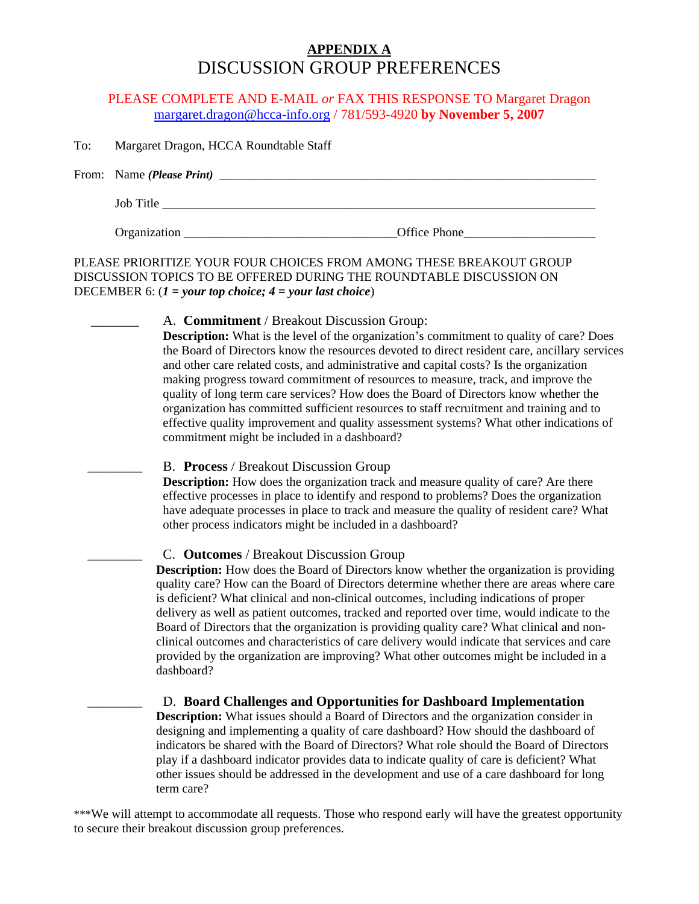# APPENDIX A

## DISCUSSION GROUP PREFERENCES

PLEASE COMPLETE AND E-MAIL *or* FAX THIS RESPONSE TO Margaret Dragon margaret.dragon@hcca-info.org / 781/593-4920 **by November 5, 2007**

To: Margaret Dragon, HCCA Roundtable Staff

From: Name ***(Please Print)*** ______________________________________________________________

Job Title ______________________________________________________________________

Organization _________________________________Office Phone____________________

PLEASE PRIORITIZE YOUR FOUR CHOICES FROM AMONG THESE BREAKOUT GROUP DISCUSSION TOPICS TO BE OFFERED DURING THE ROUNDTABLE DISCUSSION ON DECEMBER 6: (***1 = your top choice; 4 = your last choice***)

_______ A. **Commitment** / Breakout Discussion Group:
**Description:** What is the level of the organization's commitment to quality of care? Does the Board of Directors know the resources devoted to direct resident care, ancillary services and other care related costs, and administrative and capital costs? Is the organization making progress toward commitment of resources to measure, track, and improve the quality of long term care services? How does the Board of Directors know whether the organization has committed sufficient resources to staff recruitment and training and to effective quality improvement and quality assessment systems? What other indications of commitment might be included in a dashboard?

________ B. **Process** / Breakout Discussion Group
**Description:** How does the organization track and measure quality of care? Are there effective processes in place to identify and respond to problems? Does the organization have adequate processes in place to track and measure the quality of resident care? What other process indicators might be included in a dashboard?

________ C. **Outcomes** / Breakout Discussion Group
**Description:** How does the Board of Directors know whether the organization is providing quality care? How can the Board of Directors determine whether there are areas where care is deficient? What clinical and non-clinical outcomes, including indications of proper delivery as well as patient outcomes, tracked and reported over time, would indicate to the Board of Directors that the organization is providing quality care? What clinical and non-clinical outcomes and characteristics of care delivery would indicate that services and care provided by the organization are improving? What other outcomes might be included in a dashboard?

________ D. **Board Challenges and Opportunities for Dashboard Implementation**
**Description:** What issues should a Board of Directors and the organization consider in designing and implementing a quality of care dashboard? How should the dashboard of indicators be shared with the Board of Directors? What role should the Board of Directors play if a dashboard indicator provides data to indicate quality of care is deficient? What other issues should be addressed in the development and use of a care dashboard for long term care?

***We will attempt to accommodate all requests. Those who respond early will have the greatest opportunity to secure their breakout discussion group preferences.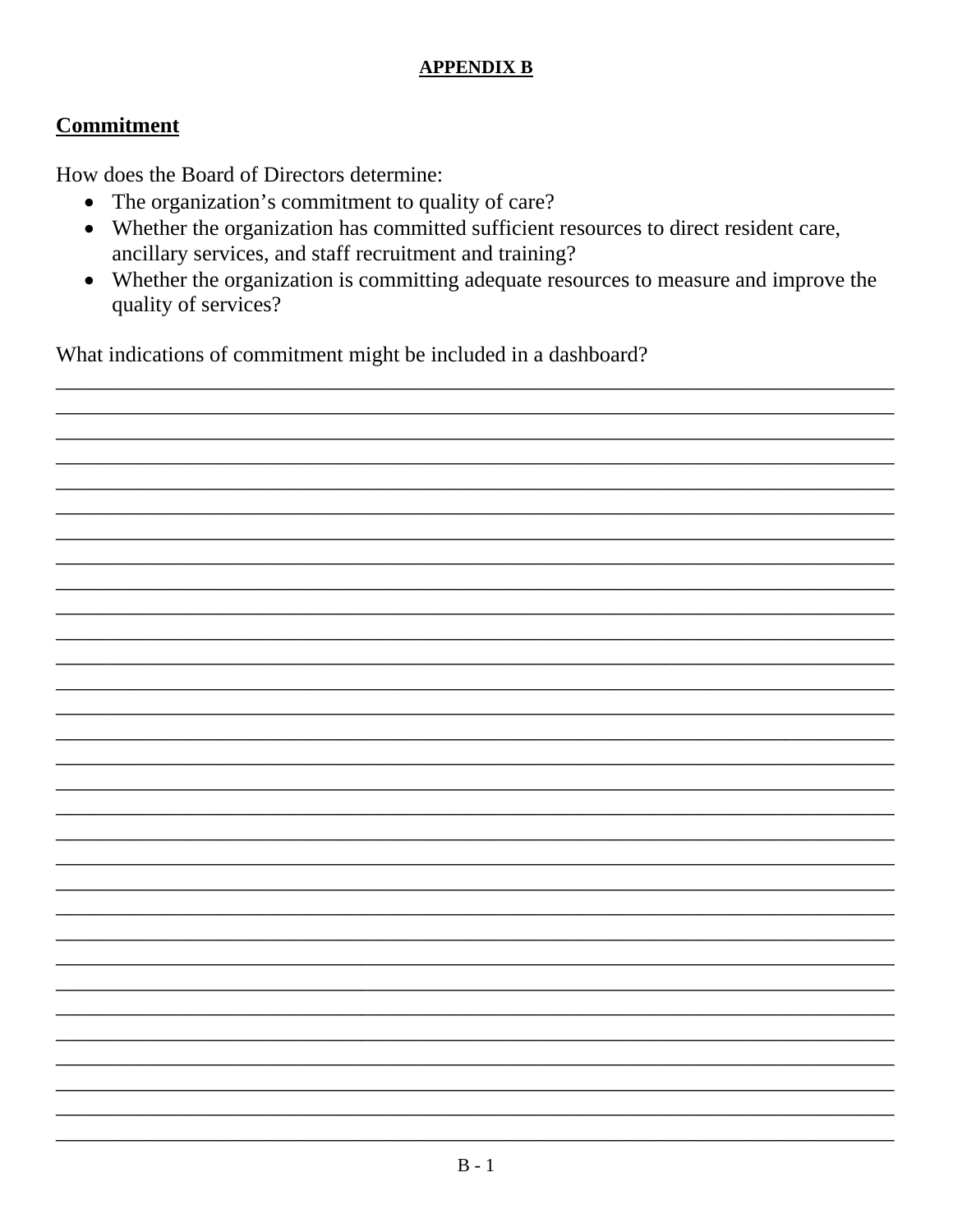**APPENDIX B**

## Commitment

How does the Board of Directors determine:

- The organization's commitment to quality of care?
- Whether the organization has committed sufficient resources to direct resident care, ancillary services, and staff recruitment and training?
- Whether the organization is committing adequate resources to measure and improve the quality of services?

What indications of commitment might be included in a dashboard?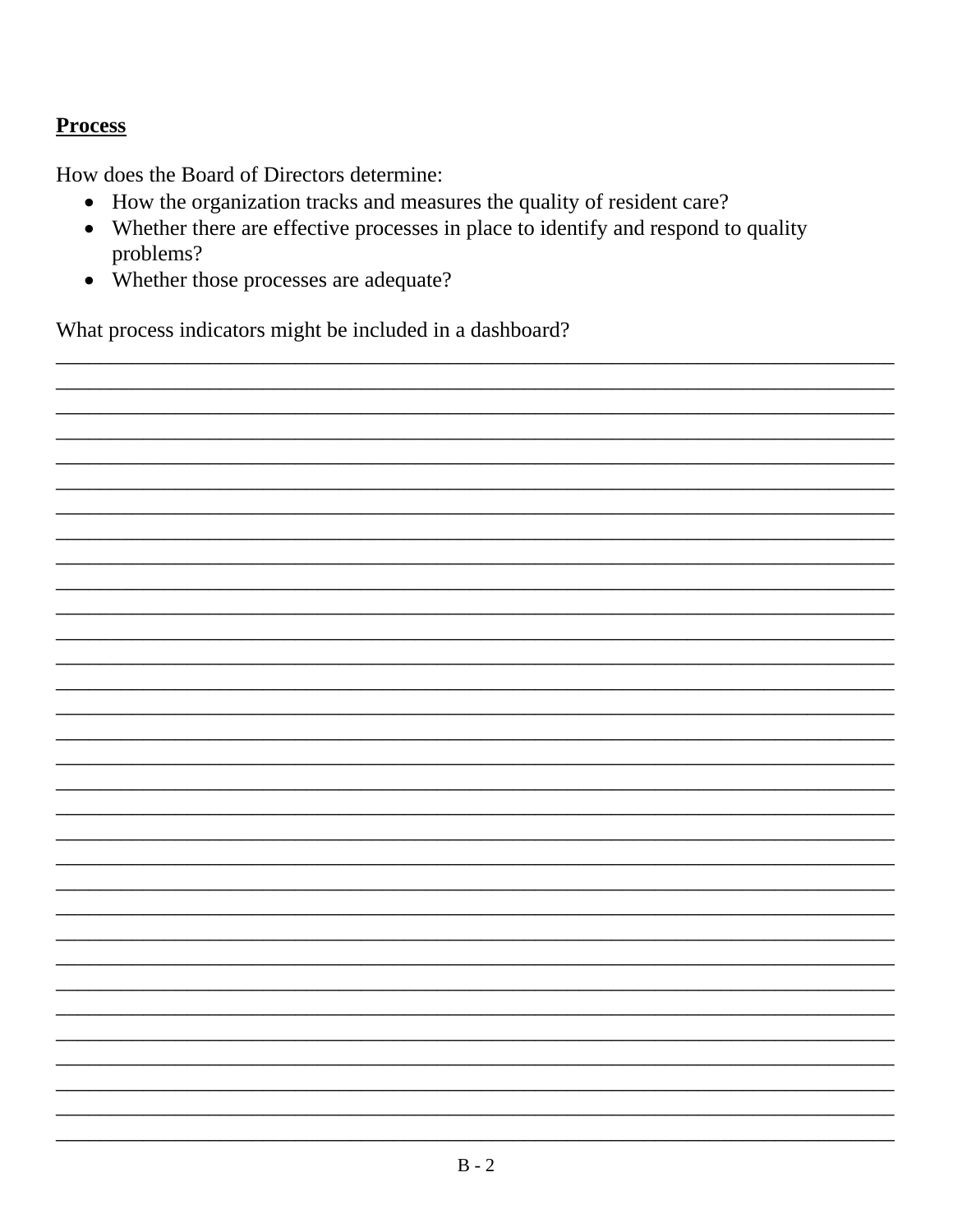**Process**

How does the Board of Directors determine:

- How the organization tracks and measures the quality of resident care?
- Whether there are effective processes in place to identify and respond to quality problems?
- Whether those processes are adequate?

What process indicators might be included in a dashboard?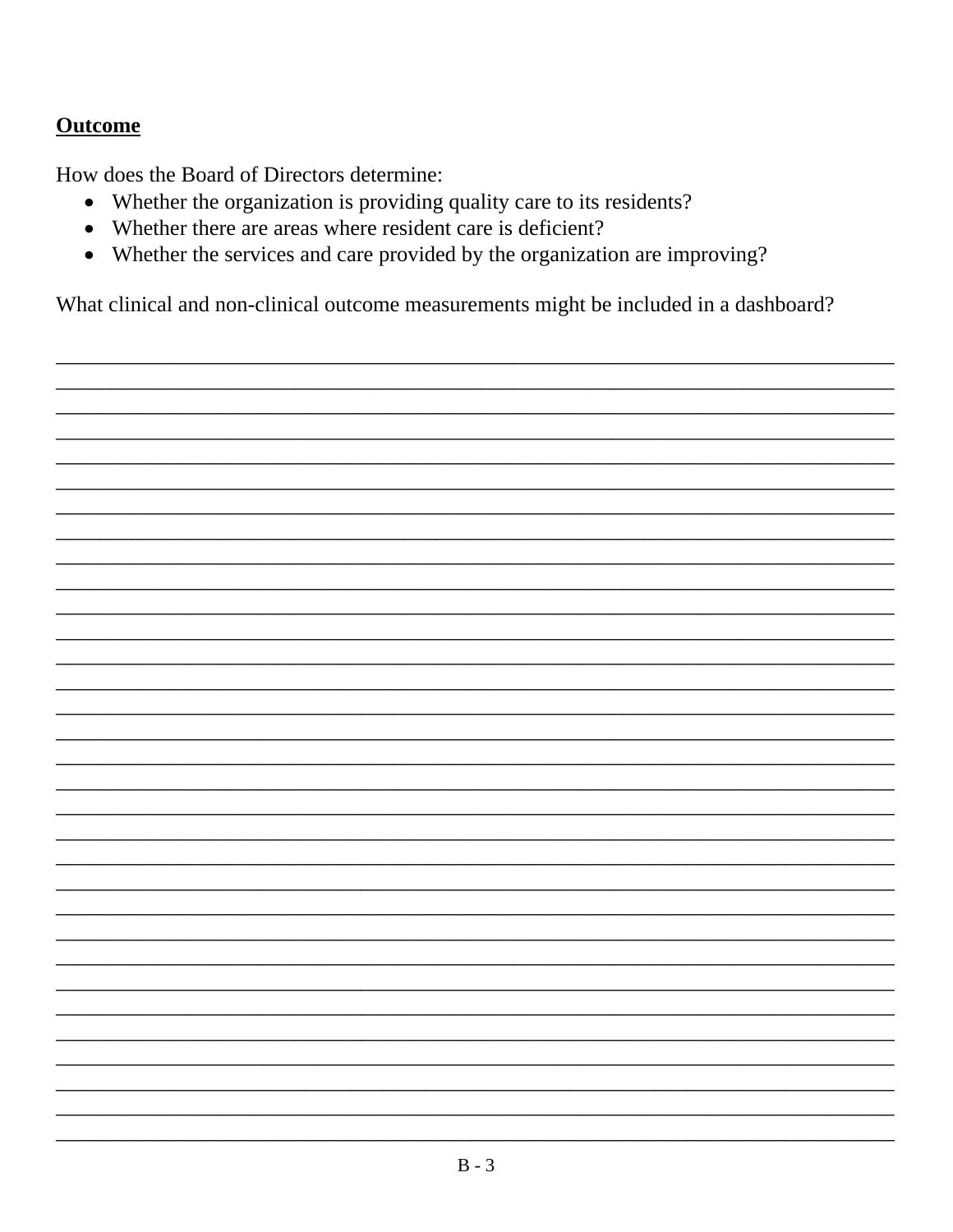**Outcome**

How does the Board of Directors determine:

- Whether the organization is providing quality care to its residents?
- Whether there are areas where resident care is deficient?
- Whether the services and care provided by the organization are improving?

What clinical and non-clinical outcome measurements might be included in a dashboard?

_______________________________________________________________________________
_______________________________________________________________________________
_______________________________________________________________________________
_______________________________________________________________________________
_______________________________________________________________________________
_______________________________________________________________________________
_______________________________________________________________________________
_______________________________________________________________________________
_______________________________________________________________________________
_______________________________________________________________________________
_______________________________________________________________________________
_______________________________________________________________________________
_______________________________________________________________________________
_______________________________________________________________________________
_______________________________________________________________________________
_______________________________________________________________________________
_______________________________________________________________________________
_______________________________________________________________________________
_______________________________________________________________________________
_______________________________________________________________________________
_______________________________________________________________________________
_______________________________________________________________________________
_______________________________________________________________________________
_______________________________________________________________________________
_______________________________________________________________________________
_______________________________________________________________________________
_______________________________________________________________________________
_______________________________________________________________________________
_______________________________________________________________________________
_______________________________________________________________________________
_______________________________________________________________________________
_______________________________________________________________________________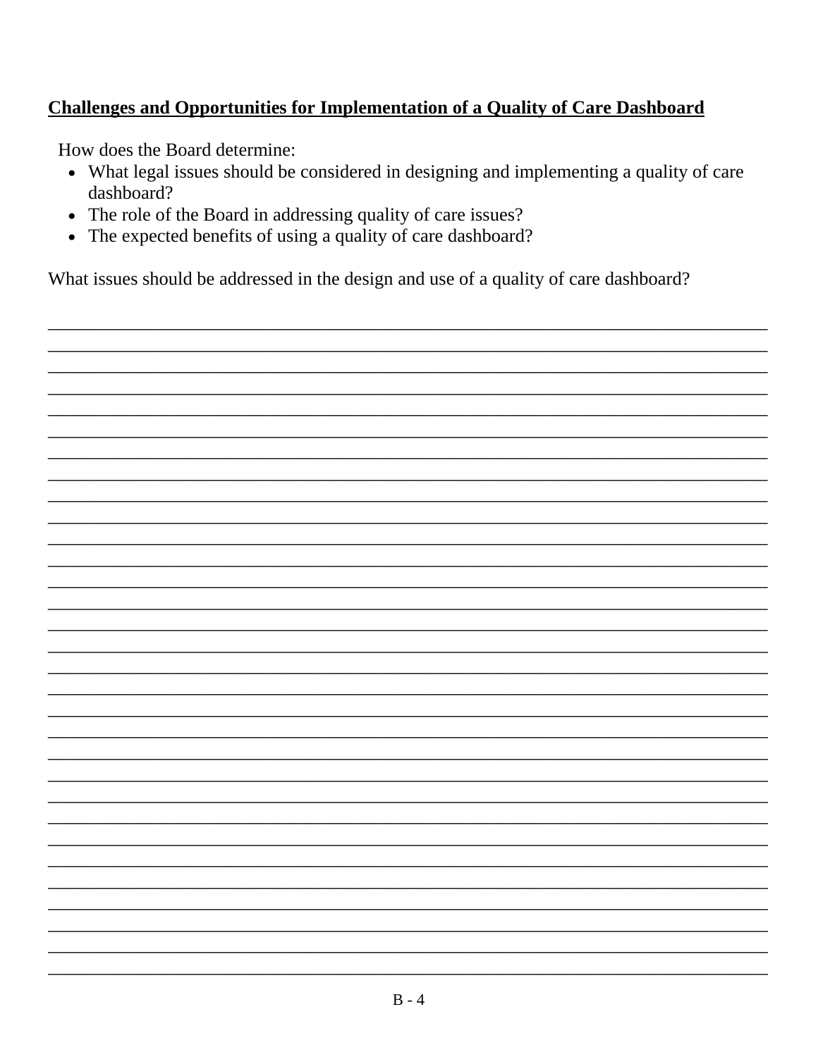**Challenges and Opportunities for Implementation of a Quality of Care Dashboard**

How does the Board determine:

- What legal issues should be considered in designing and implementing a quality of care dashboard?
- The role of the Board in addressing quality of care issues?
- The expected benefits of using a quality of care dashboard?

What issues should be addressed in the design and use of a quality of care dashboard?

\_\_\_\_\_\_\_\_\_\_\_\_\_\_\_\_\_\_\_\_\_\_\_\_\_\_\_\_\_\_\_\_\_\_\_\_\_\_\_\_\_\_\_\_\_\_\_\_\_\_\_\_\_\_\_\_\_\_\_\_\_\_\_\_\_\_\_\_\_\_\_\_\_\_\_\_\_\_
\_\_\_\_\_\_\_\_\_\_\_\_\_\_\_\_\_\_\_\_\_\_\_\_\_\_\_\_\_\_\_\_\_\_\_\_\_\_\_\_\_\_\_\_\_\_\_\_\_\_\_\_\_\_\_\_\_\_\_\_\_\_\_\_\_\_\_\_\_\_\_\_\_\_\_\_\_\_
\_\_\_\_\_\_\_\_\_\_\_\_\_\_\_\_\_\_\_\_\_\_\_\_\_\_\_\_\_\_\_\_\_\_\_\_\_\_\_\_\_\_\_\_\_\_\_\_\_\_\_\_\_\_\_\_\_\_\_\_\_\_\_\_\_\_\_\_\_\_\_\_\_\_\_\_\_\_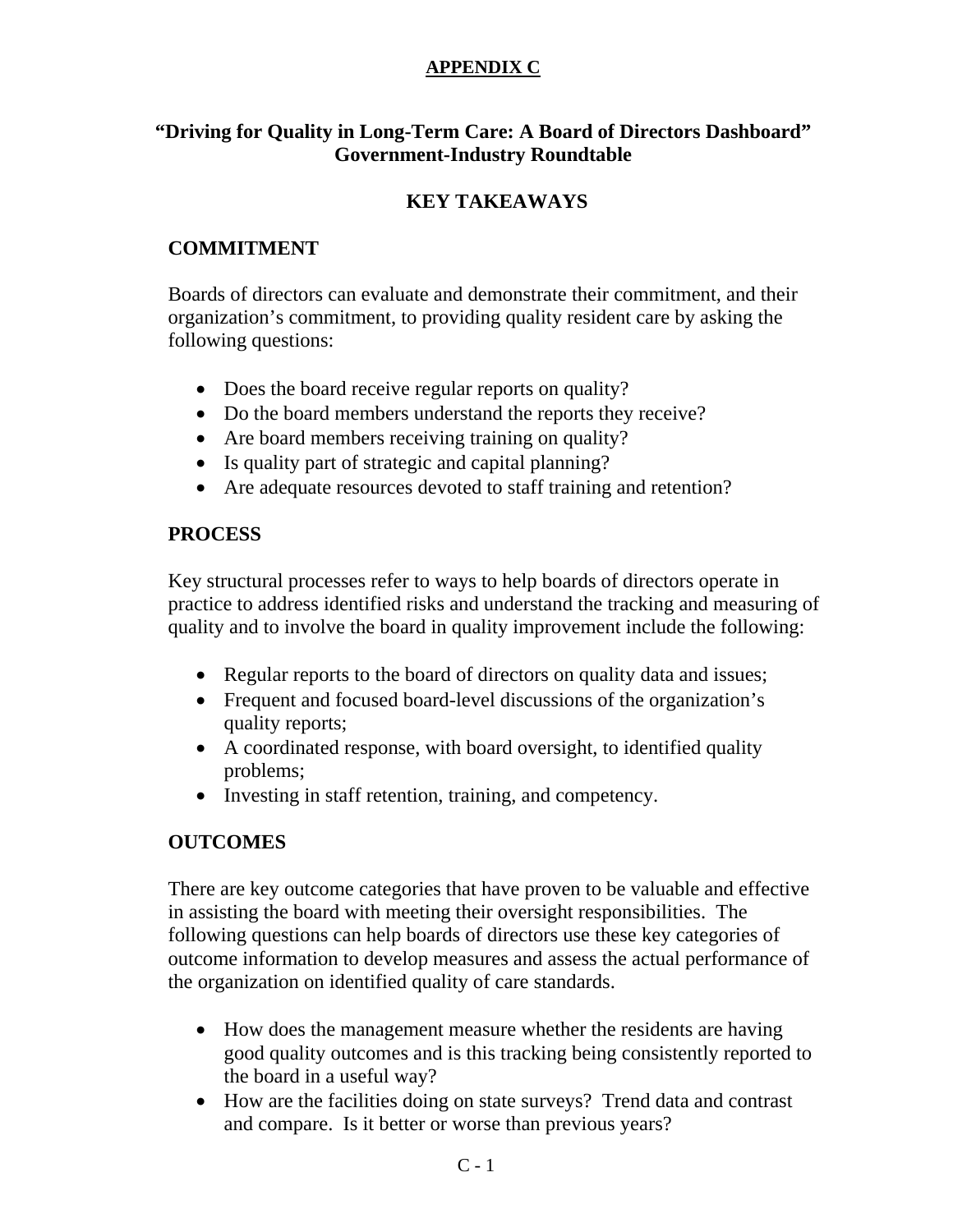# APPENDIX C

## "Driving for Quality in Long-Term Care: A Board of Directors Dashboard" Government-Industry Roundtable

## KEY TAKEAWAYS

### COMMITMENT

Boards of directors can evaluate and demonstrate their commitment, and their organization's commitment, to providing quality resident care by asking the following questions:

- Does the board receive regular reports on quality?
- Do the board members understand the reports they receive?
- Are board members receiving training on quality?
- Is quality part of strategic and capital planning?
- Are adequate resources devoted to staff training and retention?

### PROCESS

Key structural processes refer to ways to help boards of directors operate in practice to address identified risks and understand the tracking and measuring of quality and to involve the board in quality improvement include the following:

- Regular reports to the board of directors on quality data and issues;
- Frequent and focused board-level discussions of the organization's quality reports;
- A coordinated response, with board oversight, to identified quality problems;
- Investing in staff retention, training, and competency.

### OUTCOMES

There are key outcome categories that have proven to be valuable and effective in assisting the board with meeting their oversight responsibilities. The following questions can help boards of directors use these key categories of outcome information to develop measures and assess the actual performance of the organization on identified quality of care standards.

- How does the management measure whether the residents are having good quality outcomes and is this tracking being consistently reported to the board in a useful way?
- How are the facilities doing on state surveys? Trend data and contrast and compare. Is it better or worse than previous years?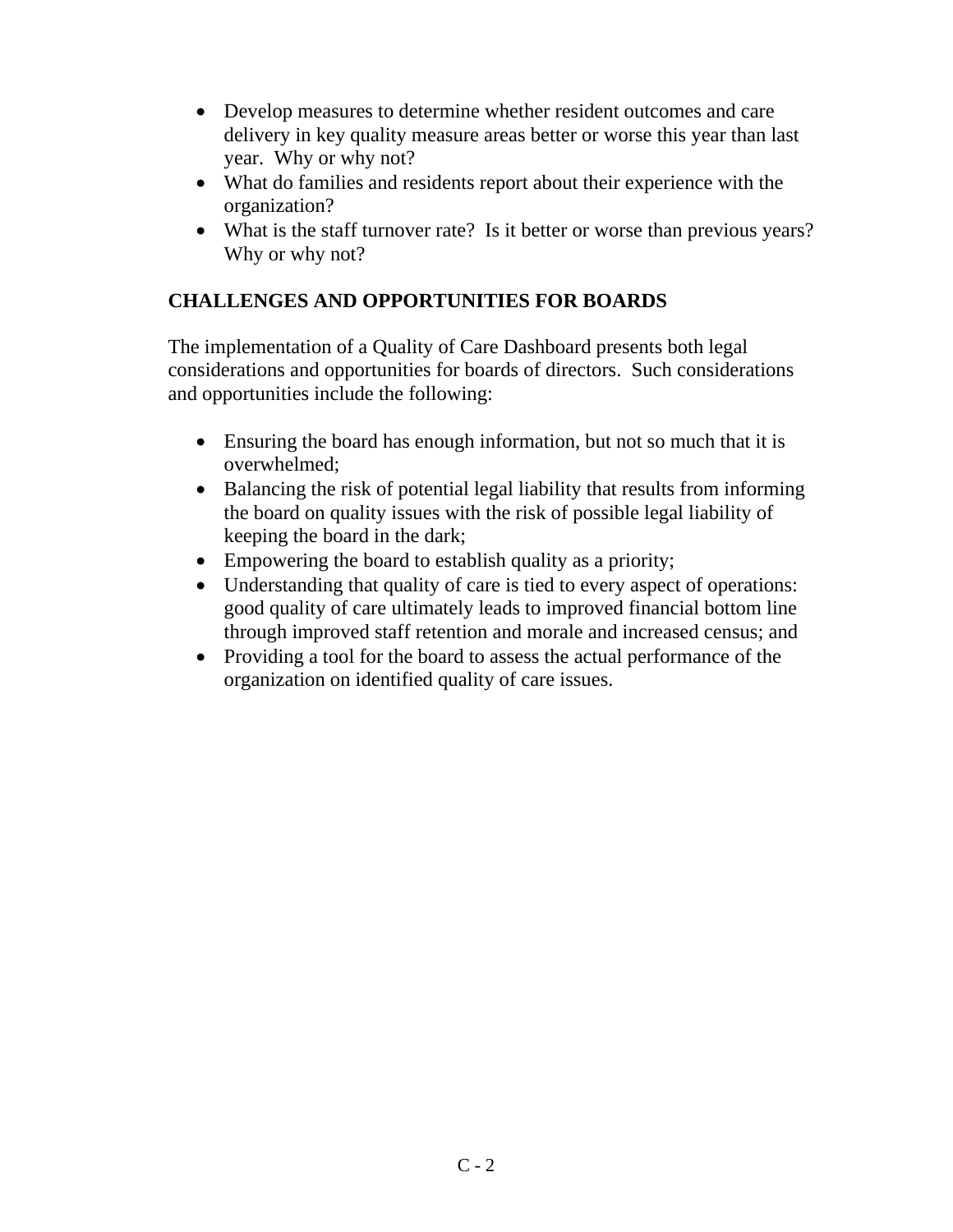- Develop measures to determine whether resident outcomes and care delivery in key quality measure areas better or worse this year than last year. Why or why not?
- What do families and residents report about their experience with the organization?
- What is the staff turnover rate? Is it better or worse than previous years? Why or why not?

## CHALLENGES AND OPPORTUNITIES FOR BOARDS

The implementation of a Quality of Care Dashboard presents both legal considerations and opportunities for boards of directors. Such considerations and opportunities include the following:

- Ensuring the board has enough information, but not so much that it is overwhelmed;
- Balancing the risk of potential legal liability that results from informing the board on quality issues with the risk of possible legal liability of keeping the board in the dark;
- Empowering the board to establish quality as a priority;
- Understanding that quality of care is tied to every aspect of operations: good quality of care ultimately leads to improved financial bottom line through improved staff retention and morale and increased census; and
- Providing a tool for the board to assess the actual performance of the organization on identified quality of care issues.